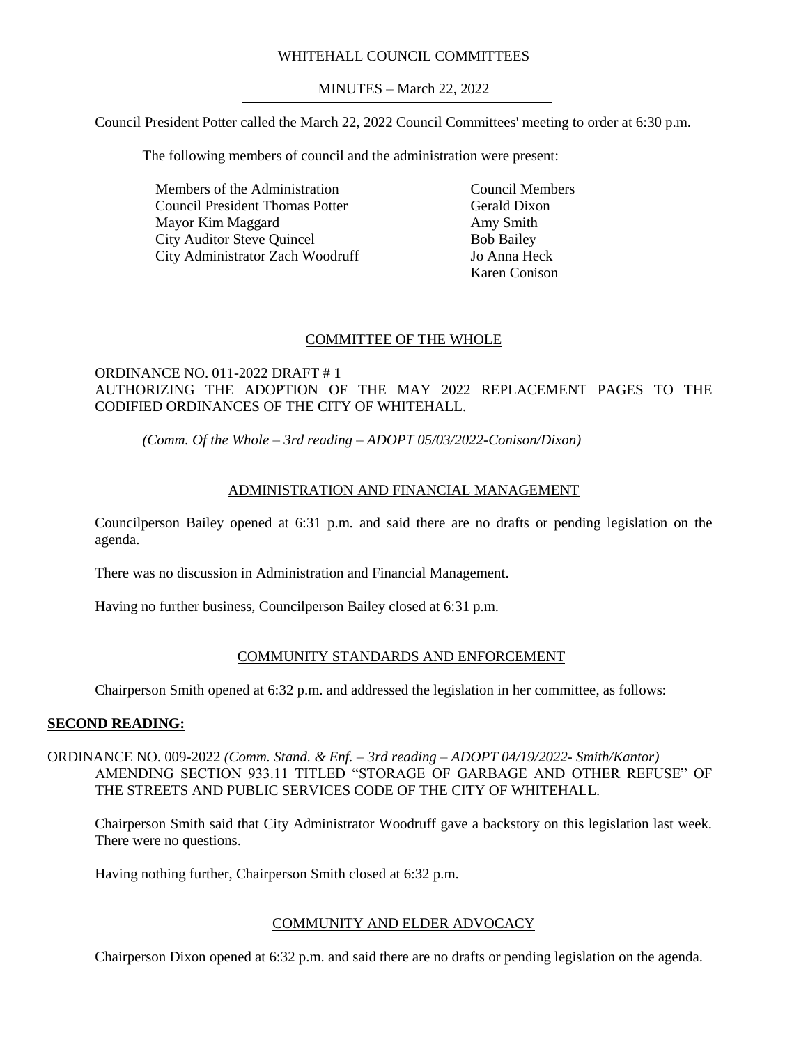# WHITEHALL COUNCIL COMMITTEES

## MINUTES – March 22, 2022

Council President Potter called the March 22, 2022 Council Committees' meeting to order at 6:30 p.m.

The following members of council and the administration were present:

| Members of the Administration | Council Members |
|---|---|
| Council President Thomas Potter | Gerald Dixon |
| Mayor Kim Maggard | Amy Smith |
| City Auditor Steve Quincel | Bob Bailey |
| City Administrator Zach Woodruff | Jo Anna Heck |
| | Karen Conison |

## COMMITTEE OF THE WHOLE

ORDINANCE NO. 011-2022 DRAFT # 1
AUTHORIZING THE ADOPTION OF THE MAY 2022 REPLACEMENT PAGES TO THE CODIFIED ORDINANCES OF THE CITY OF WHITEHALL.

*(Comm. Of the Whole – 3rd reading – ADOPT 05/03/2022-Conison/Dixon)*

## ADMINISTRATION AND FINANCIAL MANAGEMENT

Councilperson Bailey opened at 6:31 p.m. and said there are no drafts or pending legislation on the agenda.

There was no discussion in Administration and Financial Management.

Having no further business, Councilperson Bailey closed at 6:31 p.m.

## COMMUNITY STANDARDS AND ENFORCEMENT

Chairperson Smith opened at 6:32 p.m. and addressed the legislation in her committee, as follows:

**SECOND READING:**

ORDINANCE NO. 009-2022 *(Comm. Stand. & Enf. – 3rd reading – ADOPT 04/19/2022- Smith/Kantor)*
AMENDING SECTION 933.11 TITLED "STORAGE OF GARBAGE AND OTHER REFUSE" OF THE STREETS AND PUBLIC SERVICES CODE OF THE CITY OF WHITEHALL.

Chairperson Smith said that City Administrator Woodruff gave a backstory on this legislation last week. There were no questions.

Having nothing further, Chairperson Smith closed at 6:32 p.m.

## COMMUNITY AND ELDER ADVOCACY

Chairperson Dixon opened at 6:32 p.m. and said there are no drafts or pending legislation on the agenda.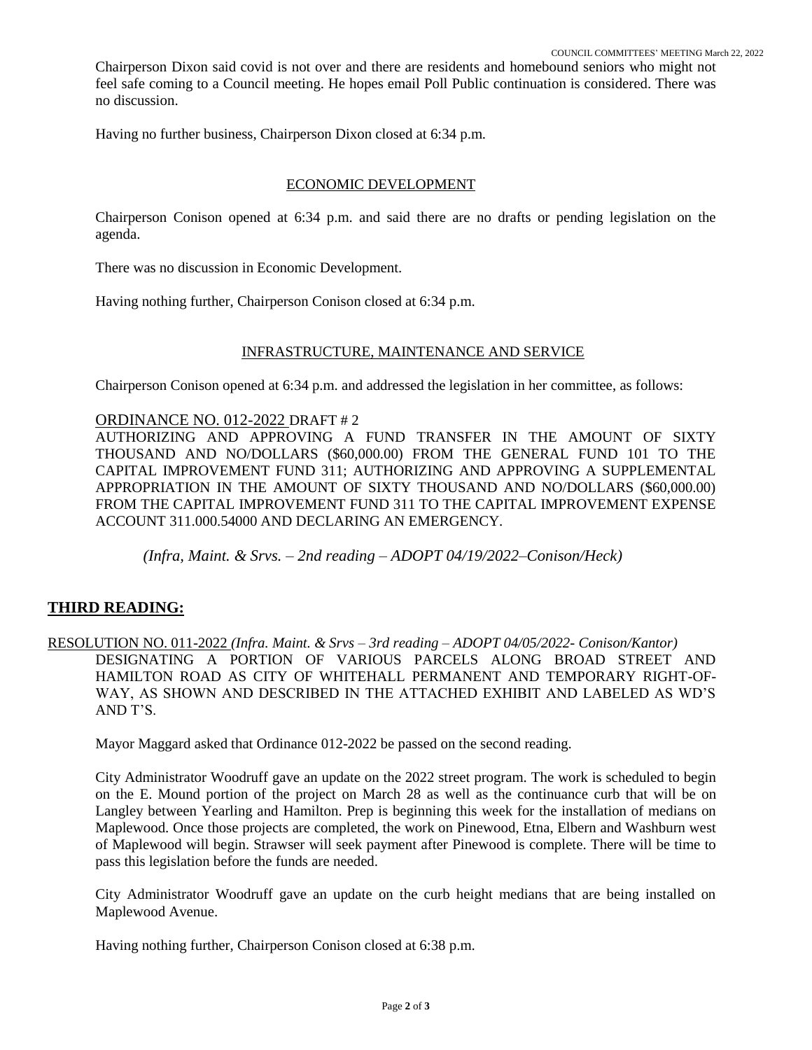Chairperson Dixon said covid is not over and there are residents and homebound seniors who might not feel safe coming to a Council meeting. He hopes email Poll Public continuation is considered. There was no discussion.

Having no further business, Chairperson Dixon closed at 6:34 p.m.

## ECONOMIC DEVELOPMENT

Chairperson Conison opened at 6:34 p.m. and said there are no drafts or pending legislation on the agenda.

There was no discussion in Economic Development.

Having nothing further, Chairperson Conison closed at 6:34 p.m.

## INFRASTRUCTURE, MAINTENANCE AND SERVICE

Chairperson Conison opened at 6:34 p.m. and addressed the legislation in her committee, as follows:

ORDINANCE NO. 012-2022 DRAFT # 2
AUTHORIZING AND APPROVING A FUND TRANSFER IN THE AMOUNT OF SIXTY THOUSAND AND NO/DOLLARS ($60,000.00) FROM THE GENERAL FUND 101 TO THE CAPITAL IMPROVEMENT FUND 311; AUTHORIZING AND APPROVING A SUPPLEMENTAL APPROPRIATION IN THE AMOUNT OF SIXTY THOUSAND AND NO/DOLLARS ($60,000.00) FROM THE CAPITAL IMPROVEMENT FUND 311 TO THE CAPITAL IMPROVEMENT EXPENSE ACCOUNT 311.000.54000 AND DECLARING AN EMERGENCY.

*(Infra, Maint. & Srvs. – 2nd reading – ADOPT 04/19/2022–Conison/Heck)*

## THIRD READING:

RESOLUTION NO. 011-2022 *(Infra. Maint. & Srvs – 3rd reading – ADOPT 04/05/2022- Conison/Kantor)*
DESIGNATING A PORTION OF VARIOUS PARCELS ALONG BROAD STREET AND HAMILTON ROAD AS CITY OF WHITEHALL PERMANENT AND TEMPORARY RIGHT-OF-WAY, AS SHOWN AND DESCRIBED IN THE ATTACHED EXHIBIT AND LABELED AS WD'S AND T'S.

Mayor Maggard asked that Ordinance 012-2022 be passed on the second reading.

City Administrator Woodruff gave an update on the 2022 street program. The work is scheduled to begin on the E. Mound portion of the project on March 28 as well as the continuance curb that will be on Langley between Yearling and Hamilton. Prep is beginning this week for the installation of medians on Maplewood. Once those projects are completed, the work on Pinewood, Etna, Elbern and Washburn west of Maplewood will begin. Strawser will seek payment after Pinewood is complete. There will be time to pass this legislation before the funds are needed.

City Administrator Woodruff gave an update on the curb height medians that are being installed on Maplewood Avenue.

Having nothing further, Chairperson Conison closed at 6:38 p.m.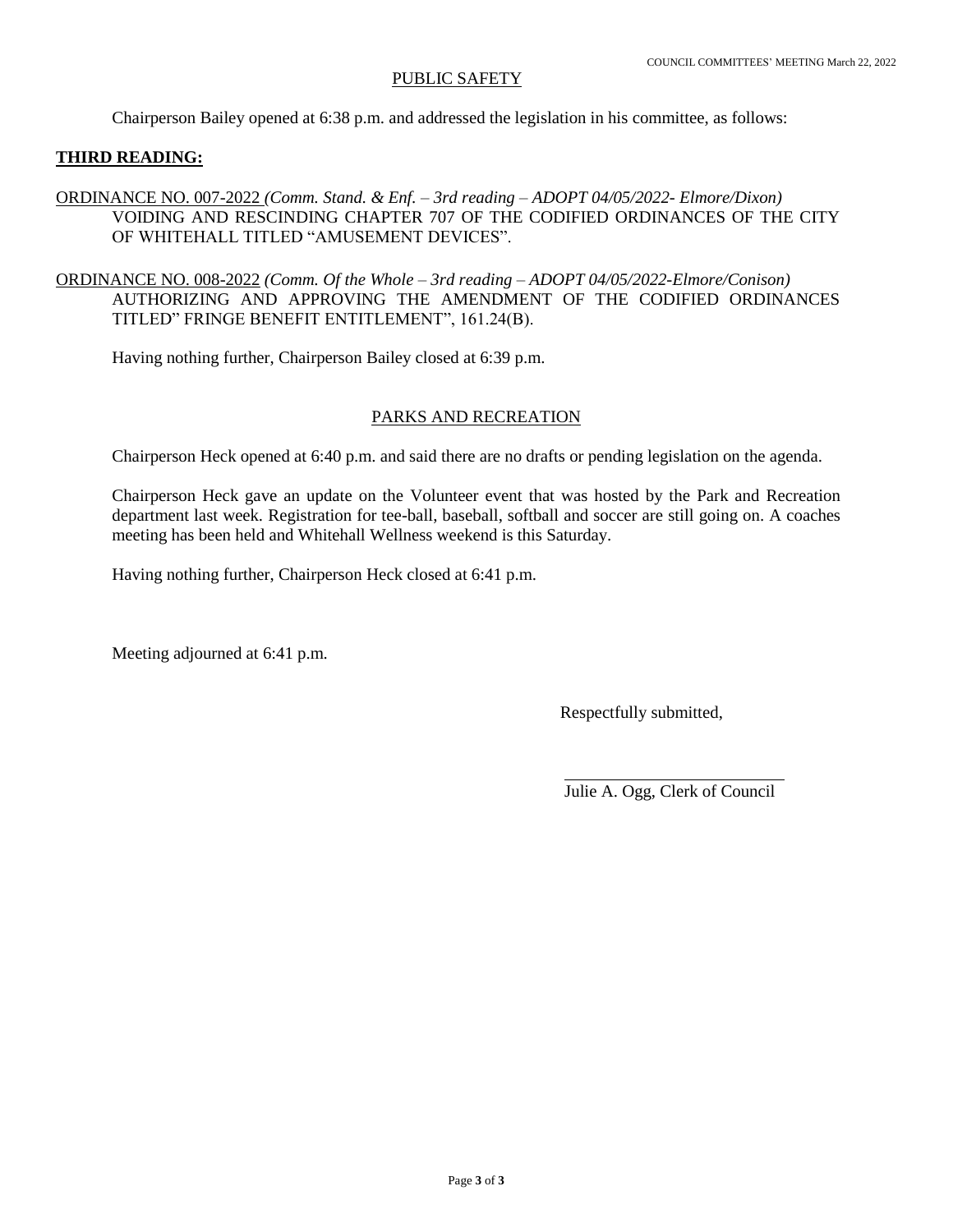## PUBLIC SAFETY

Chairperson Bailey opened at 6:38 p.m. and addressed the legislation in his committee, as follows:

**THIRD READING:**

ORDINANCE NO. 007-2022 *(Comm. Stand. & Enf. – 3rd reading – ADOPT 04/05/2022- Elmore/Dixon)*
VOIDING AND RESCINDING CHAPTER 707 OF THE CODIFIED ORDINANCES OF THE CITY OF WHITEHALL TITLED "AMUSEMENT DEVICES".

ORDINANCE NO. 008-2022 *(Comm. Of the Whole – 3rd reading – ADOPT 04/05/2022-Elmore/Conison)*
AUTHORIZING AND APPROVING THE AMENDMENT OF THE CODIFIED ORDINANCES TITLED" FRINGE BENEFIT ENTITLEMENT", 161.24(B).

Having nothing further, Chairperson Bailey closed at 6:39 p.m.

## PARKS AND RECREATION

Chairperson Heck opened at 6:40 p.m. and said there are no drafts or pending legislation on the agenda.

Chairperson Heck gave an update on the Volunteer event that was hosted by the Park and Recreation department last week. Registration for tee-ball, baseball, softball and soccer are still going on. A coaches meeting has been held and Whitehall Wellness weekend is this Saturday.

Having nothing further, Chairperson Heck closed at 6:41 p.m.

Meeting adjourned at 6:41 p.m.

Respectfully submitted,

Julie A. Ogg, Clerk of Council